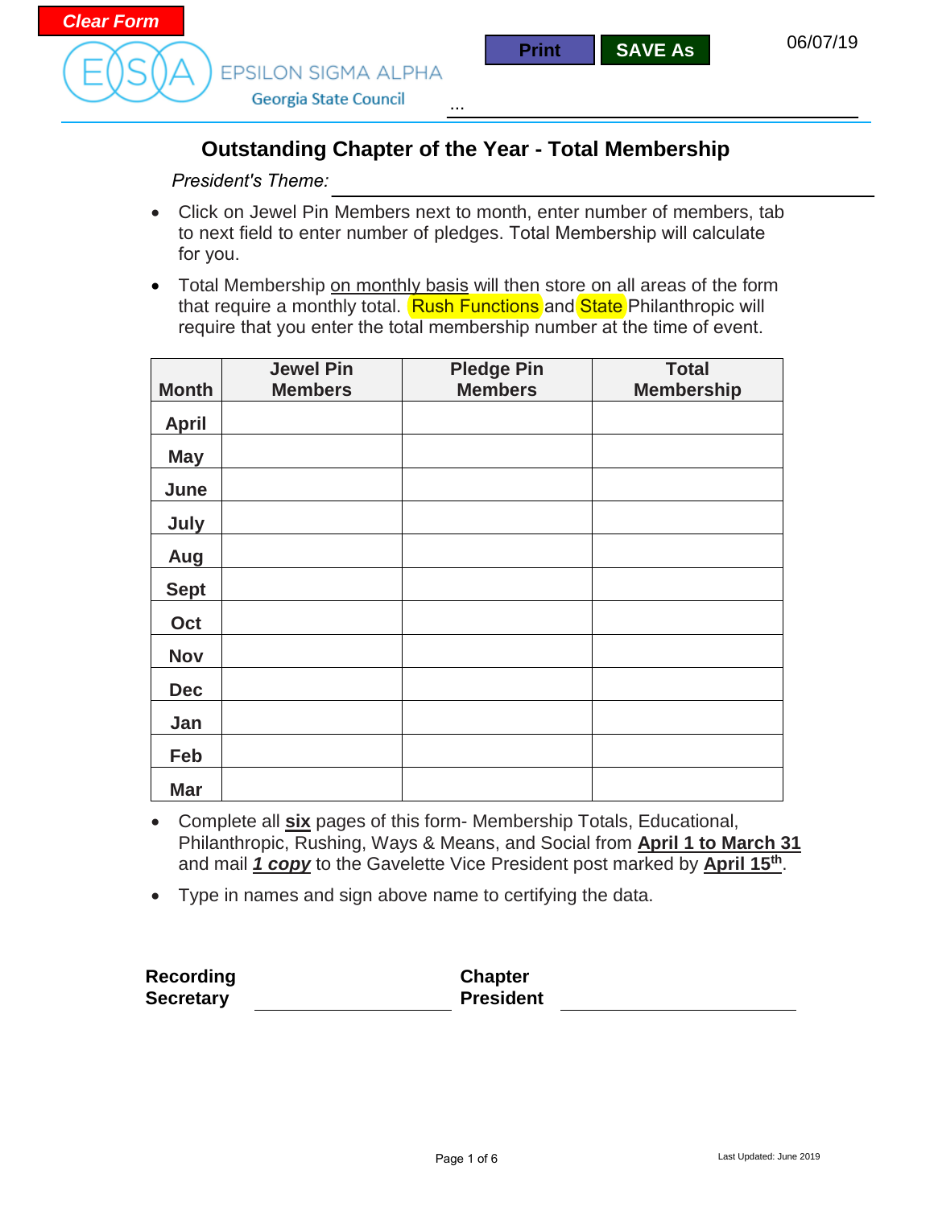Clear Form

EPSILON SIGMA ALPHA
Georgia State Council

Print | SAVE As

06/07/19

...

# Outstanding Chapter of the Year - Total Membership

*President's Theme:* ______________________________

- Click on Jewel Pin Members next to month, enter number of members, tab to next field to enter number of pledges. Total Membership will calculate for you.
- Total Membership on monthly basis will then store on all areas of the form that require a monthly total. Rush Functions and State Philanthropic will require that you enter the total membership number at the time of event.

| Month | Jewel Pin Members | Pledge Pin Members | Total Membership |
|---|---|---|---|
| April | | | |
| May | | | |
| June | | | |
| July | | | |
| Aug | | | |
| Sept | | | |
| Oct | | | |
| Nov | | | |
| Dec | | | |
| Jan | | | |
| Feb | | | |
| Mar | | | |

- Complete all **six** pages of this form- Membership Totals, Educational, Philanthropic, Rushing, Ways & Means, and Social from **April 1 to March 31** and mail ***1 copy*** to the Gavelette Vice President post marked by **April 15th**.
- Type in names and sign above name to certifying the data.

**Recording Secretary** ______________________ **Chapter President** ______________________

Last Updated: June 2019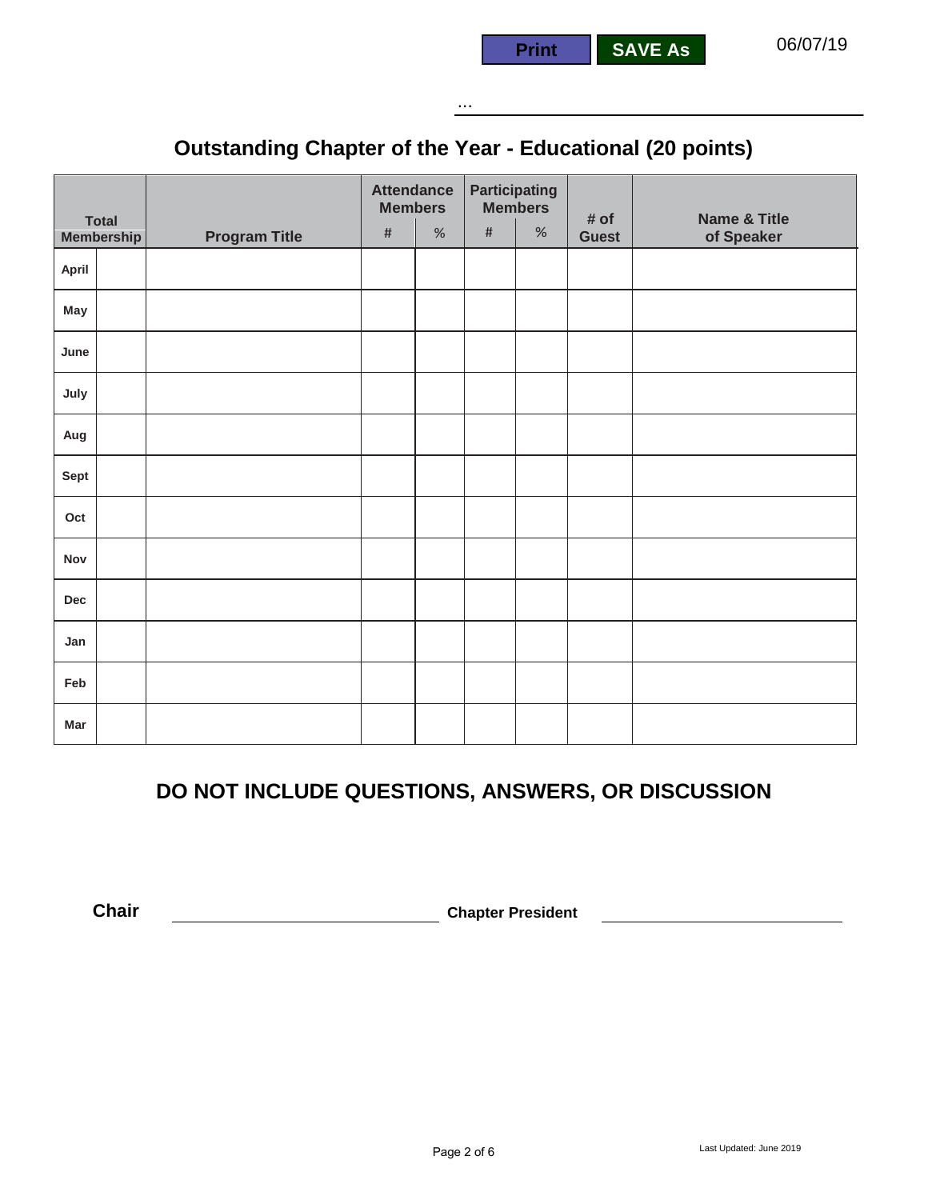Print | SAVE As | 06/07/19

...

## Outstanding Chapter of the Year - Educational (20 points)

| Total Membership | | Program Title | Attendance Members | | Participating Members | | # of Guest | Name & Title of Speaker |
|---|---|---|---|---|---|---|---|---|
| | | | # | % | # | % | | |
| **April** | | | | | | | | |
| **May** | | | | | | | | |
| **June** | | | | | | | | |
| **July** | | | | | | | | |
| **Aug** | | | | | | | | |
| **Sept** | | | | | | | | |
| **Oct** | | | | | | | | |
| **Nov** | | | | | | | | |
| **Dec** | | | | | | | | |
| **Jan** | | | | | | | | |
| **Feb** | | | | | | | | |
| **Mar** | | | | | | | | |

## DO NOT INCLUDE QUESTIONS, ANSWERS, OR DISCUSSION

**Chair** ______________________________ **Chapter President** ______________________________

Last Updated: June 2019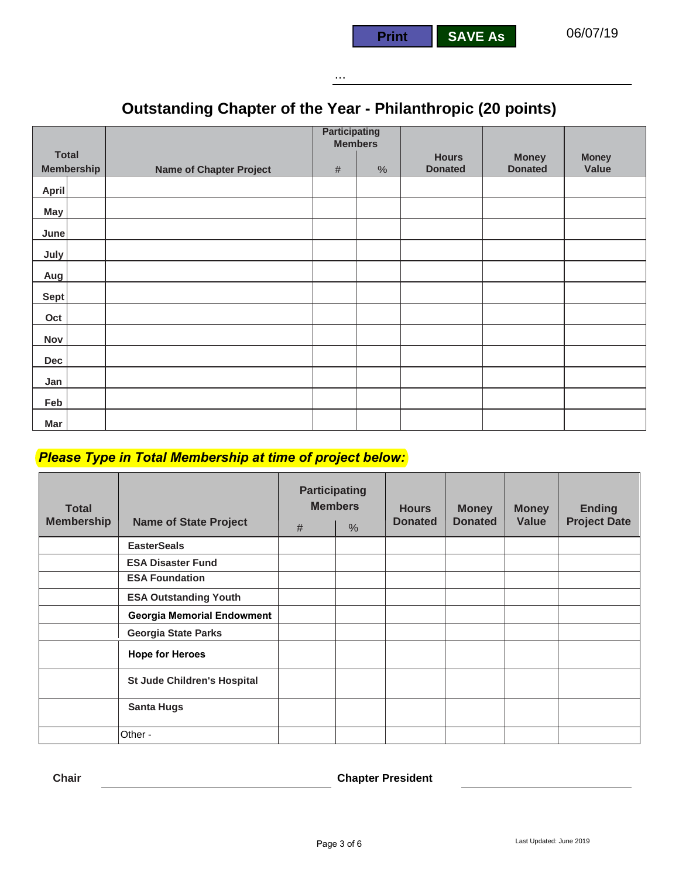Print | SAVE As | 06/07/19

...

# Outstanding Chapter of the Year - Philanthropic (20 points)

| Total Membership | | Name of Chapter Project | Participating Members | | Hours Donated | Money Donated | Money Value |
|---|---|---|---|---|---|---|---|
| | | | # | % | | | |
| April | | | | | | | |
| May | | | | | | | |
| June | | | | | | | |
| July | | | | | | | |
| Aug | | | | | | | |
| Sept | | | | | | | |
| Oct | | | | | | | |
| Nov | | | | | | | |
| Dec | | | | | | | |
| Jan | | | | | | | |
| Feb | | | | | | | |
| Mar | | | | | | | |

***Please Type in Total Membership at time of project below:***

| Total Membership | Name of State Project | Participating Members | | Hours Donated | Money Donated | Money Value | Ending Project Date |
|---|---|---|---|---|---|---|---|
| | | # | % | | | | |
| | EasterSeals | | | | | | |
| | ESA Disaster Fund | | | | | | |
| | ESA Foundation | | | | | | |
| | ESA Outstanding Youth | | | | | | |
| | Georgia Memorial Endowment | | | | | | |
| | Georgia State Parks | | | | | | |
| | Hope for Heroes | | | | | | |
| | St Jude Children's Hospital | | | | | | |
| | Santa Hugs | | | | | | |
| | Other - | | | | | | |

**Chair** ______________________ **Chapter President** ______________________

Last Updated: June 2019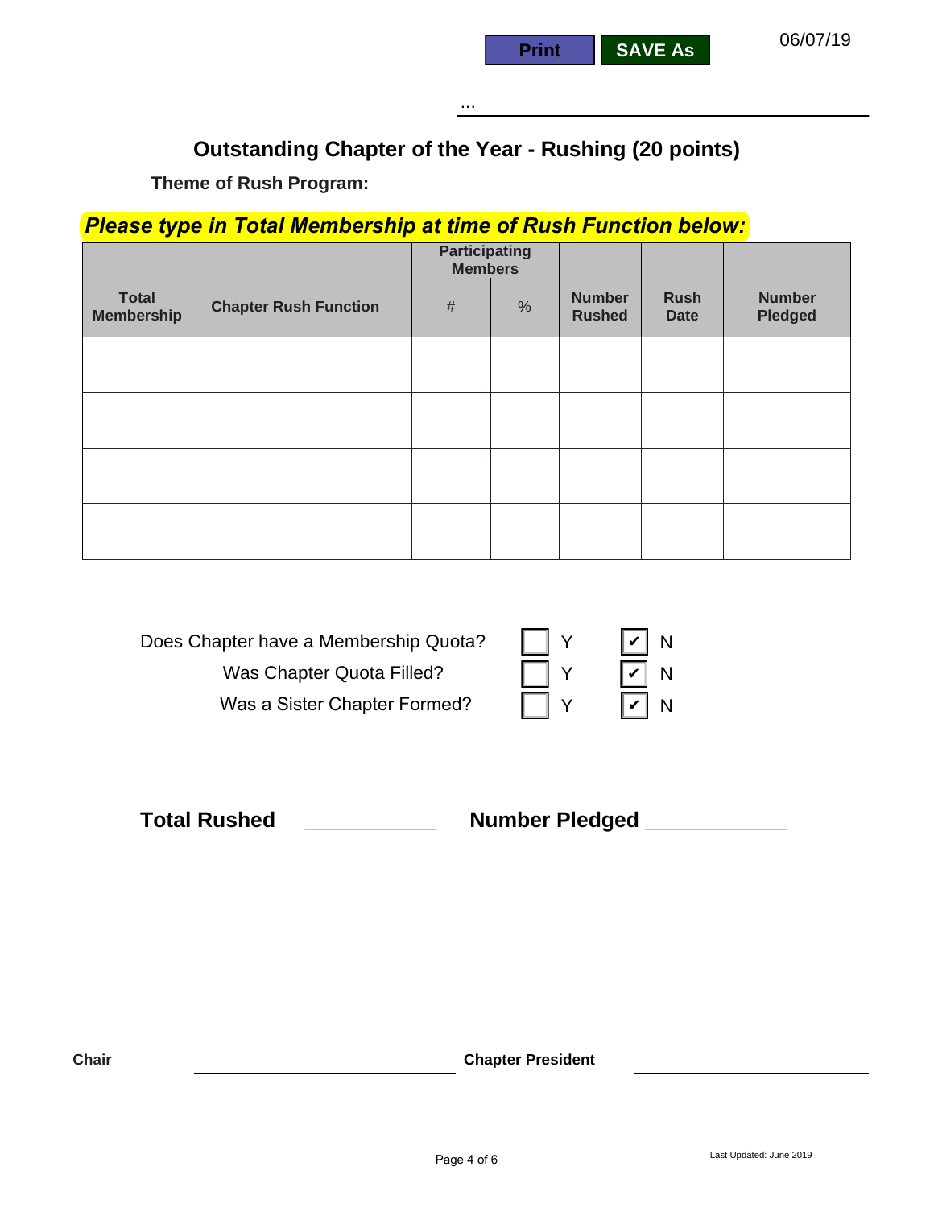06/07/19

...

## Outstanding Chapter of the Year - Rushing (20 points)

**Theme of Rush Program:**

***Please type in Total Membership at time of Rush Function below:***

| Total Membership | Chapter Rush Function | Participating Members | | Number Rushed | Rush Date | Number Pledged |
|---|---|---|---|---|---|---|
| | | # | % | | | |
| | | | | | | |
| | | | | | | |
| | | | | | | |
| | | | | | | |

| | | |
|---|---|---|
| Does Chapter have a Membership Quota? | ☐ Y | ☑ N |
| Was Chapter Quota Filled? | ☐ Y | ☑ N |
| Was a Sister Chapter Formed? | ☐ Y | ☑ N |

**Total Rushed** ___________ **Number Pledged** ____________

**Chair** ______________________ **Chapter President** ______________________

Last Updated: June 2019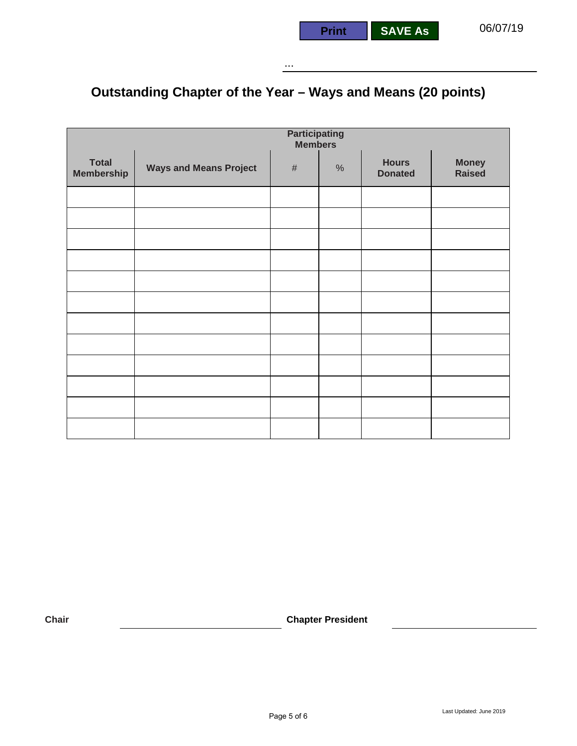Print SAVE As 06/07/19

...

# Outstanding Chapter of the Year – Ways and Means (20 points)

| Total Membership | Ways and Means Project | Participating Members | | Hours Donated | Money Raised |
|---|---|---|---|---|---|
| | | # | % | | |
| | | | | | |
| | | | | | |
| | | | | | |
| | | | | | |
| | | | | | |
| | | | | | |
| | | | | | |
| | | | | | |
| | | | | | |
| | | | | | |
| | | | | | |
| | | | | | |

**Chair** ______________________ **Chapter President** ______________________

Last Updated: June 2019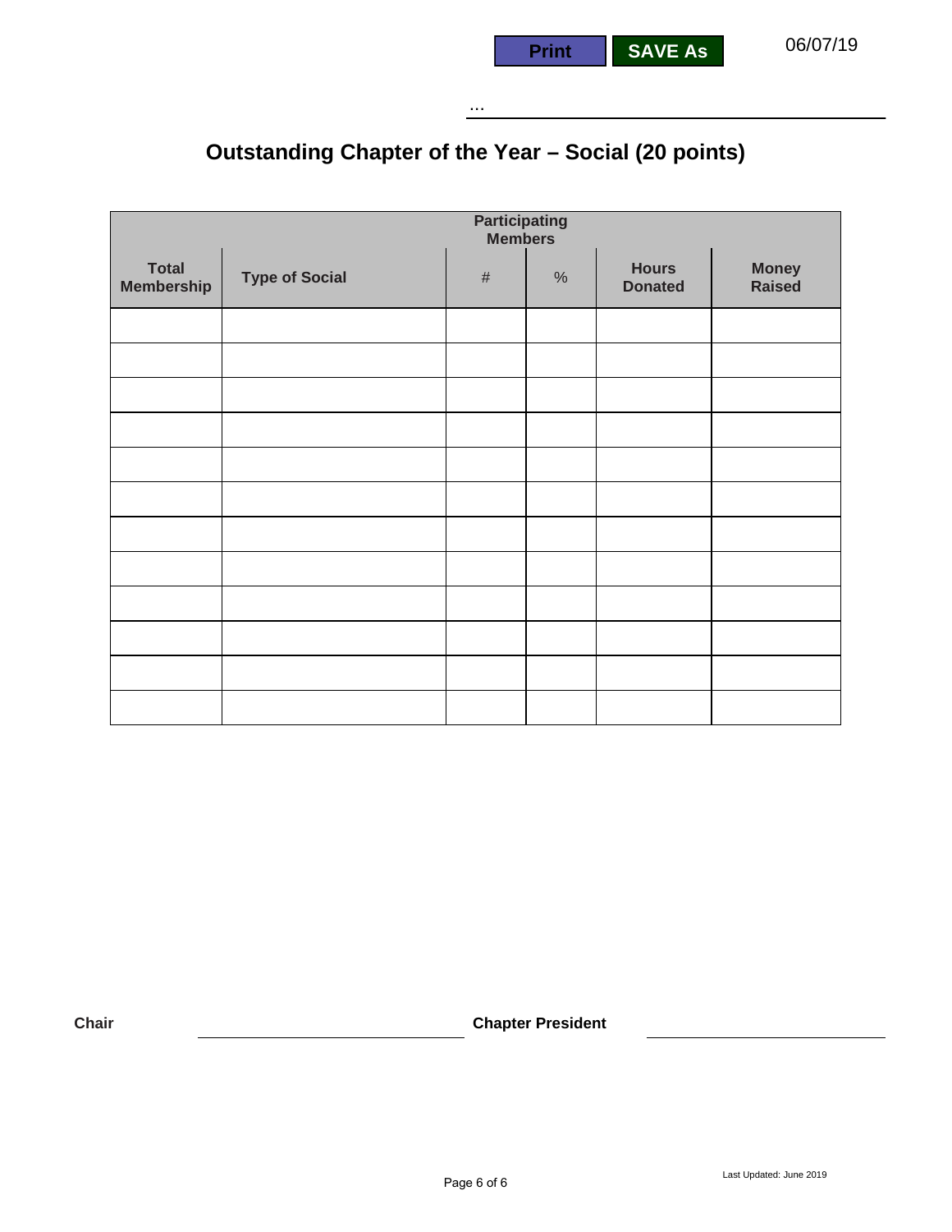Print SAVE As 06/07/19

...

# Outstanding Chapter of the Year – Social (20 points)

| Total Membership | Type of Social | Participating Members # | Participating Members % | Hours Donated | Money Raised |
|---|---|---|---|---|---|
| | | | | | |
| | | | | | |
| | | | | | |
| | | | | | |
| | | | | | |
| | | | | | |
| | | | | | |
| | | | | | |
| | | | | | |
| | | | | | |
| | | | | | |
| | | | | | |

**Chair** ______________________________ **Chapter President** ______________________________

Last Updated: June 2019